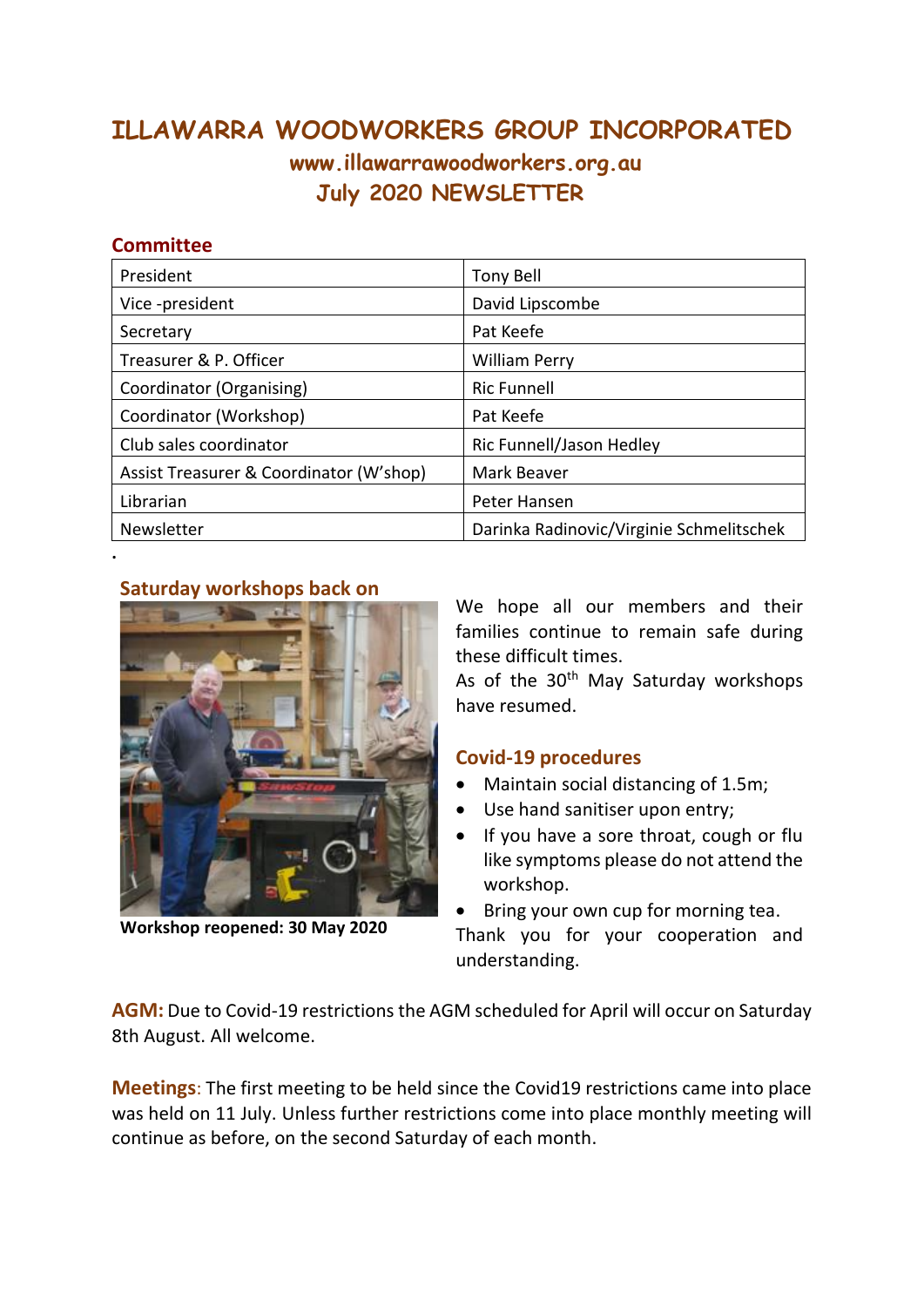# ILLAWARRA WOODWORKERS GROUP INCORPORATED

## www.illawarrawoodworkers.org.au

## July 2020 NEWSLETTER

### Committee

| | |
|---|---|
| President | Tony Bell |
| Vice -president | David Lipscombe |
| Secretary | Pat Keefe |
| Treasurer & P. Officer | William Perry |
| Coordinator (Organising) | Ric Funnell |
| Coordinator (Workshop) | Pat Keefe |
| Club sales coordinator | Ric Funnell/Jason Hedley |
| Assist Treasurer & Coordinator (W'shop) | Mark Beaver |
| Librarian | Peter Hansen |
| Newsletter | Darinka Radinovic/Virginie Schmelitschek |

### Saturday workshops back on

**Workshop reopened: 30 May 2020**

We hope all our members and their families continue to remain safe during these difficult times.
As of the 30th May Saturday workshops have resumed.

### Covid-19 procedures

- Maintain social distancing of 1.5m;
- Use hand sanitiser upon entry;
- If you have a sore throat, cough or flu like symptoms please do not attend the workshop.
- Bring your own cup for morning tea.

Thank you for your cooperation and understanding.

**AGM:** Due to Covid-19 restrictions the AGM scheduled for April will occur on Saturday 8th August. All welcome.

**Meetings**: The first meeting to be held since the Covid19 restrictions came into place was held on 11 July. Unless further restrictions come into place monthly meeting will continue as before, on the second Saturday of each month.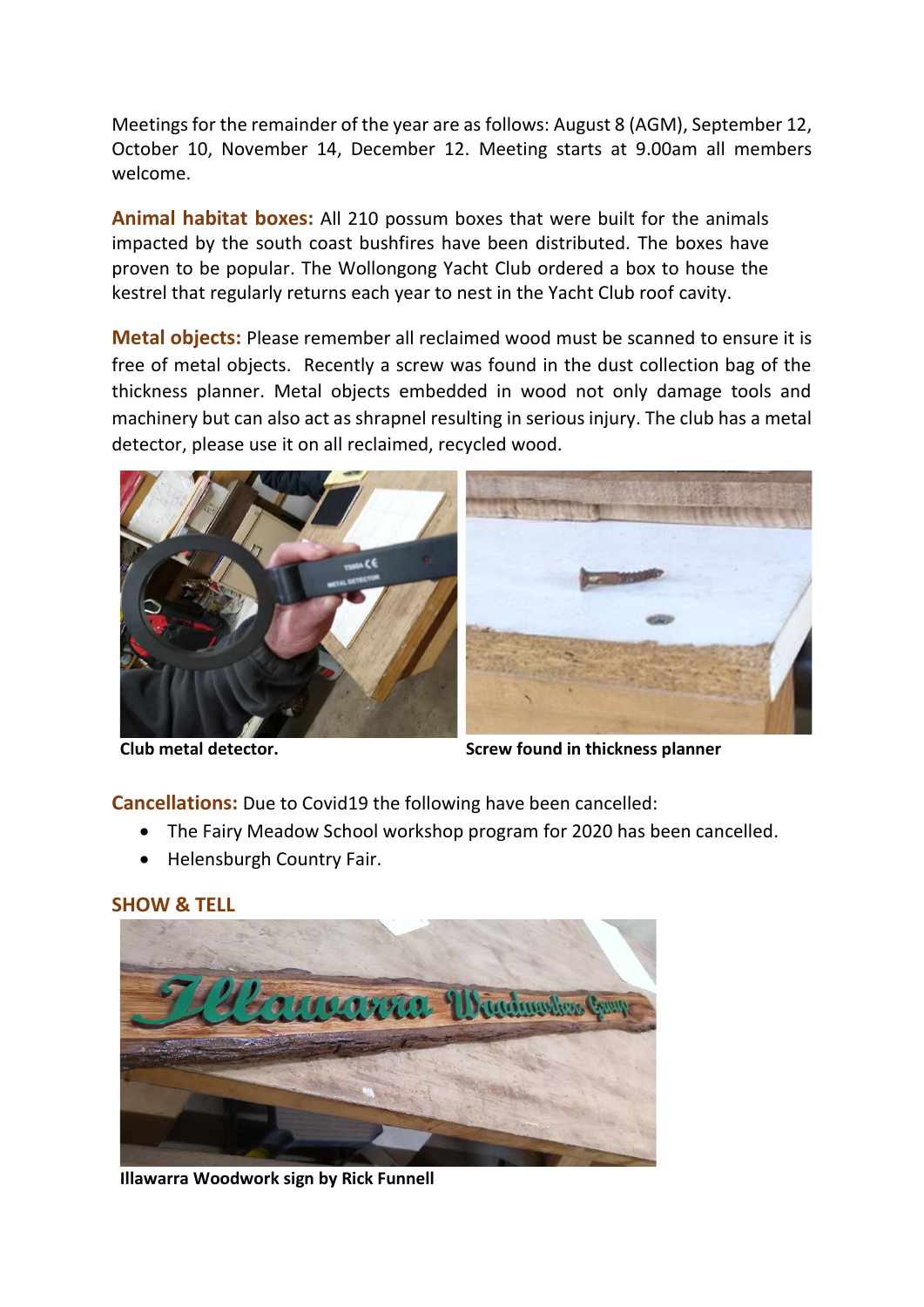Meetings for the remainder of the year are as follows: August 8 (AGM), September 12, October 10, November 14, December 12. Meeting starts at 9.00am all members welcome.

**Animal habitat boxes:** All 210 possum boxes that were built for the animals impacted by the south coast bushfires have been distributed. The boxes have proven to be popular. The Wollongong Yacht Club ordered a box to house the kestrel that regularly returns each year to nest in the Yacht Club roof cavity.

**Metal objects:** Please remember all reclaimed wood must be scanned to ensure it is free of metal objects. Recently a screw was found in the dust collection bag of the thickness planner. Metal objects embedded in wood not only damage tools and machinery but can also act as shrapnel resulting in serious injury. The club has a metal detector, please use it on all reclaimed, recycled wood.

**Club metal detector.**

**Screw found in thickness planner**

**Cancellations:** Due to Covid19 the following have been cancelled:

- The Fairy Meadow School workshop program for 2020 has been cancelled.
- Helensburgh Country Fair.

## SHOW & TELL

**Illawarra Woodwork sign by Rick Funnell**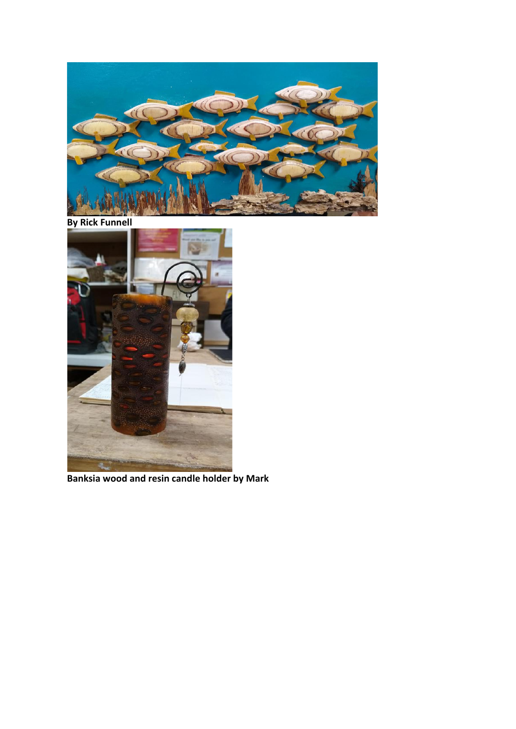**By Rick Funnell**

**Banksia wood and resin candle holder by Mark**